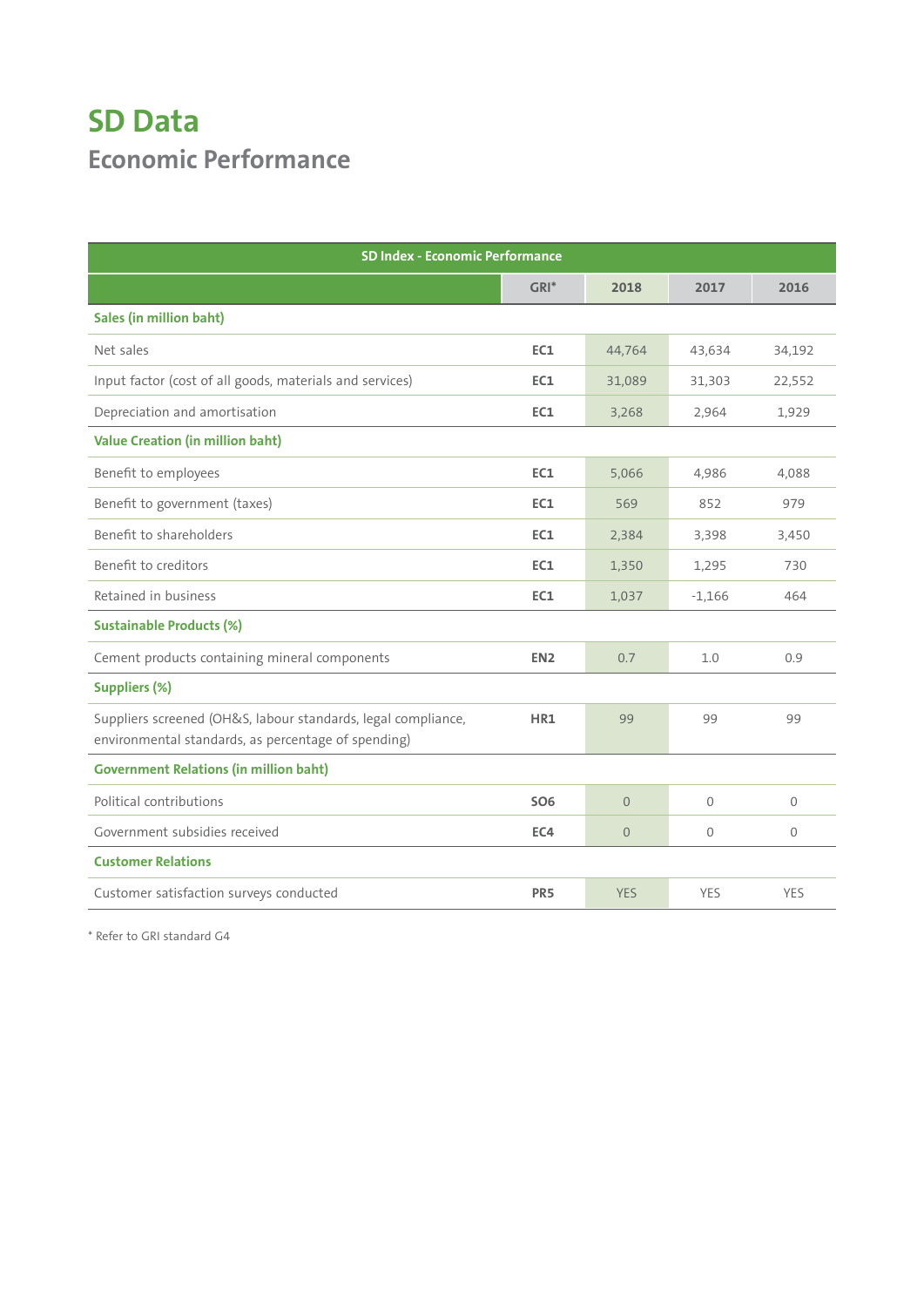# SD Data

## Economic Performance

| SD Index - Economic Performance | | | | |
|---|---|---|---|---|
| | GRI* | 2018 | 2017 | 2016 |
| **Sales (in million baht)** | | | | |
| Net sales | EC1 | 44,764 | 43,634 | 34,192 |
| Input factor (cost of all goods, materials and services) | EC1 | 31,089 | 31,303 | 22,552 |
| Depreciation and amortisation | EC1 | 3,268 | 2,964 | 1,929 |
| **Value Creation (in million baht)** | | | | |
| Benefit to employees | EC1 | 5,066 | 4,986 | 4,088 |
| Benefit to government (taxes) | EC1 | 569 | 852 | 979 |
| Benefit to shareholders | EC1 | 2,384 | 3,398 | 3,450 |
| Benefit to creditors | EC1 | 1,350 | 1,295 | 730 |
| Retained in business | EC1 | 1,037 | -1,166 | 464 |
| **Sustainable Products (%)** | | | | |
| Cement products containing mineral components | EN2 | 0.7 | 1.0 | 0.9 |
| **Suppliers (%)** | | | | |
| Suppliers screened (OH&S, labour standards, legal compliance, environmental standards, as percentage of spending) | HR1 | 99 | 99 | 99 |
| **Government Relations (in million baht)** | | | | |
| Political contributions | SO6 | 0 | 0 | 0 |
| Government subsidies received | EC4 | 0 | 0 | 0 |
| **Customer Relations** | | | | |
| Customer satisfaction surveys conducted | PR5 | YES | YES | YES |

* Refer to GRI standard G4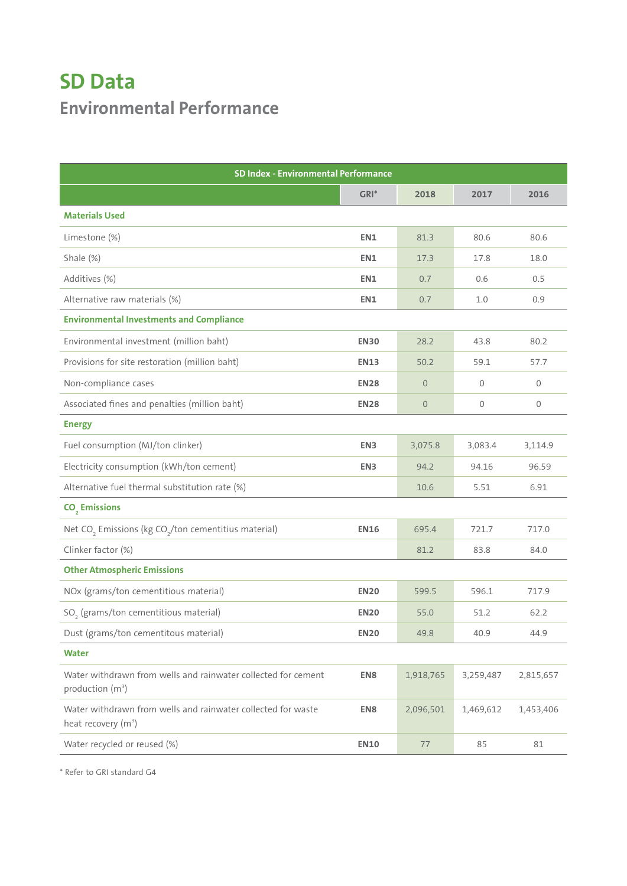# SD Data

## Environmental Performance

| SD Index - Environmental Performance | | | | |
|---|---|---|---|---|
| | GRI* | 2018 | 2017 | 2016 |
| **Materials Used** | | | | |
| Limestone (%) | **EN1** | 81.3 | 80.6 | 80.6 |
| Shale (%) | **EN1** | 17.3 | 17.8 | 18.0 |
| Additives (%) | **EN1** | 0.7 | 0.6 | 0.5 |
| Alternative raw materials (%) | **EN1** | 0.7 | 1.0 | 0.9 |
| **Environmental Investments and Compliance** | | | | |
| Environmental investment (million baht) | **EN30** | 28.2 | 43.8 | 80.2 |
| Provisions for site restoration (million baht) | **EN13** | 50.2 | 59.1 | 57.7 |
| Non-compliance cases | **EN28** | 0 | 0 | 0 |
| Associated fines and penalties (million baht) | **EN28** | 0 | 0 | 0 |
| **Energy** | | | | |
| Fuel consumption (MJ/ton clinker) | **EN3** | 3,075.8 | 3,083.4 | 3,114.9 |
| Electricity consumption (kWh/ton cement) | **EN3** | 94.2 | 94.16 | 96.59 |
| Alternative fuel thermal substitution rate (%) | | 10.6 | 5.51 | 6.91 |
| **$CO_2$ Emissions** | | | | |
| Net $CO_2$ Emissions (kg $CO_2$/ton cementitius material) | **EN16** | 695.4 | 721.7 | 717.0 |
| Clinker factor (%) | | 81.2 | 83.8 | 84.0 |
| **Other Atmospheric Emissions** | | | | |
| NOx (grams/ton cementitious material) | **EN20** | 599.5 | 596.1 | 717.9 |
| $SO_2$ (grams/ton cementitious material) | **EN20** | 55.0 | 51.2 | 62.2 |
| Dust (grams/ton cementitous material) | **EN20** | 49.8 | 40.9 | 44.9 |
| **Water** | | | | |
| Water withdrawn from wells and rainwater collected for cement production ($m^3$) | **EN8** | 1,918,765 | 3,259,487 | 2,815,657 |
| Water withdrawn from wells and rainwater collected for waste heat recovery ($m^3$) | **EN8** | 2,096,501 | 1,469,612 | 1,453,406 |
| Water recycled or reused (%) | **EN10** | 77 | 85 | 81 |

\* Refer to GRI standard G4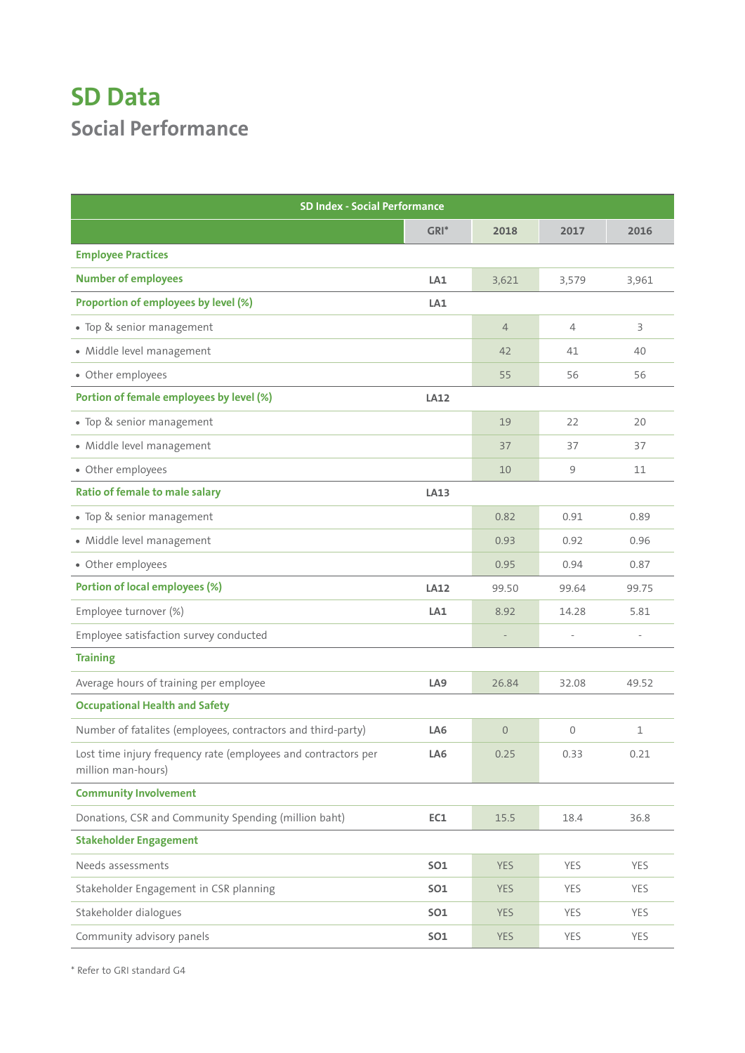# SD Data

## Social Performance

| SD Index - Social Performance | | | | |
|---|---|---|---|---|
| | GRI* | 2018 | 2017 | 2016 |
| **Employee Practices** | | | | |
| **Number of employees** | LA1 | 3,621 | 3,579 | 3,961 |
| **Proportion of employees by level (%)** | LA1 | | | |
| • Top & senior management | | 4 | 4 | 3 |
| • Middle level management | | 42 | 41 | 40 |
| • Other employees | | 55 | 56 | 56 |
| **Portion of female employees by level (%)** | LA12 | | | |
| • Top & senior management | | 19 | 22 | 20 |
| • Middle level management | | 37 | 37 | 37 |
| • Other employees | | 10 | 9 | 11 |
| **Ratio of female to male salary** | LA13 | | | |
| • Top & senior management | | 0.82 | 0.91 | 0.89 |
| • Middle level management | | 0.93 | 0.92 | 0.96 |
| • Other employees | | 0.95 | 0.94 | 0.87 |
| **Portion of local employees (%)** | LA12 | 99.50 | 99.64 | 99.75 |
| Employee turnover (%) | LA1 | 8.92 | 14.28 | 5.81 |
| Employee satisfaction survey conducted | | - | - | - |
| **Training** | | | | |
| Average hours of training per employee | LA9 | 26.84 | 32.08 | 49.52 |
| **Occupational Health and Safety** | | | | |
| Number of fatalites (employees, contractors and third-party) | LA6 | 0 | 0 | 1 |
| Lost time injury frequency rate (employees and contractors per million man-hours) | LA6 | 0.25 | 0.33 | 0.21 |
| **Community Involvement** | | | | |
| Donations, CSR and Community Spending (million baht) | EC1 | 15.5 | 18.4 | 36.8 |
| **Stakeholder Engagement** | | | | |
| Needs assessments | SO1 | YES | YES | YES |
| Stakeholder Engagement in CSR planning | SO1 | YES | YES | YES |
| Stakeholder dialogues | SO1 | YES | YES | YES |
| Community advisory panels | SO1 | YES | YES | YES |

* Refer to GRI standard G4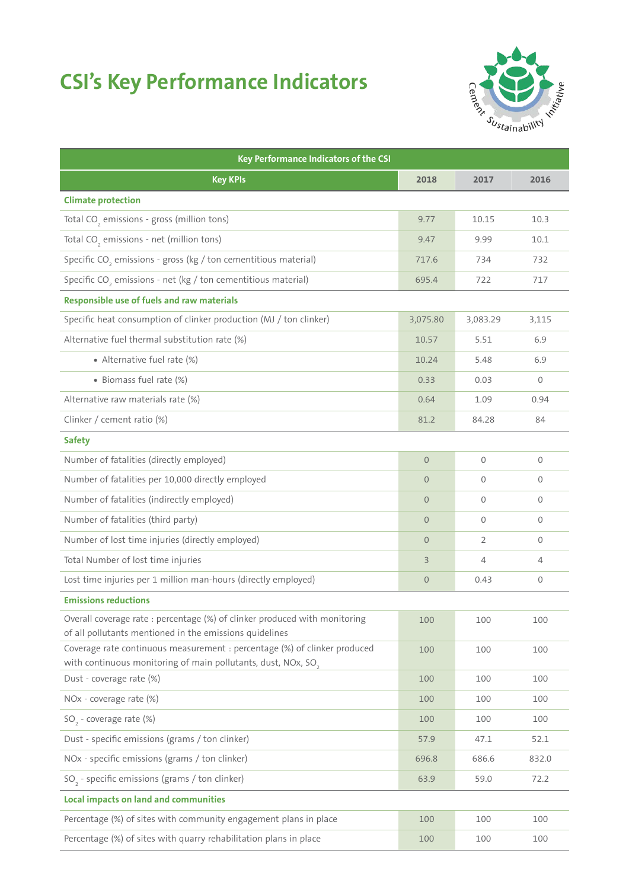# CSI's Key Performance Indicators

| Key Performance Indicators of the CSI | | | |
|---|---|---|---|
| **Key KPIs** | **2018** | **2017** | **2016** |
| **Climate protection** | | | |
| Total $CO_2$ emissions - gross (million tons) | 9.77 | 10.15 | 10.3 |
| Total $CO_2$ emissions - net (million tons) | 9.47 | 9.99 | 10.1 |
| Specific $CO_2$ emissions - gross (kg / ton cementitious material) | 717.6 | 734 | 732 |
| Specific $CO_2$ emissions - net (kg / ton cementitious material) | 695.4 | 722 | 717 |
| **Responsible use of fuels and raw materials** | | | |
| Specific heat consumption of clinker production (MJ / ton clinker) | 3,075.80 | 3,083.29 | 3,115 |
| Alternative fuel thermal substitution rate (%) | 10.57 | 5.51 | 6.9 |
| • Alternative fuel rate (%) | 10.24 | 5.48 | 6.9 |
| • Biomass fuel rate (%) | 0.33 | 0.03 | 0 |
| Alternative raw materials rate (%) | 0.64 | 1.09 | 0.94 |
| Clinker / cement ratio (%) | 81.2 | 84.28 | 84 |
| **Safety** | | | |
| Number of fatalities (directly employed) | 0 | 0 | 0 |
| Number of fatalities per 10,000 directly employed | 0 | 0 | 0 |
| Number of fatalities (indirectly employed) | 0 | 0 | 0 |
| Number of fatalities (third party) | 0 | 0 | 0 |
| Number of lost time injuries (directly employed) | 0 | 2 | 0 |
| Total Number of lost time injuries | 3 | 4 | 4 |
| Lost time injuries per 1 million man-hours (directly employed) | 0 | 0.43 | 0 |
| **Emissions reductions** | | | |
| Overall coverage rate : percentage (%) of clinker produced with monitoring of all pollutants mentioned in the emissions quidelines | 100 | 100 | 100 |
| Coverage rate continuous measurement : percentage (%) of clinker produced with continuous monitoring of main pollutants, dust, NOx, $SO_2$ | 100 | 100 | 100 |
| Dust - coverage rate (%) | 100 | 100 | 100 |
| NOx - coverage rate (%) | 100 | 100 | 100 |
| $SO_2$ - coverage rate (%) | 100 | 100 | 100 |
| Dust - specific emissions (grams / ton clinker) | 57.9 | 47.1 | 52.1 |
| NOx - specific emissions (grams / ton clinker) | 696.8 | 686.6 | 832.0 |
| $SO_2$ - specific emissions (grams / ton clinker) | 63.9 | 59.0 | 72.2 |
| **Local impacts on land and communities** | | | |
| Percentage (%) of sites with community engagement plans in place | 100 | 100 | 100 |
| Percentage (%) of sites with quarry rehabilitation plans in place | 100 | 100 | 100 |